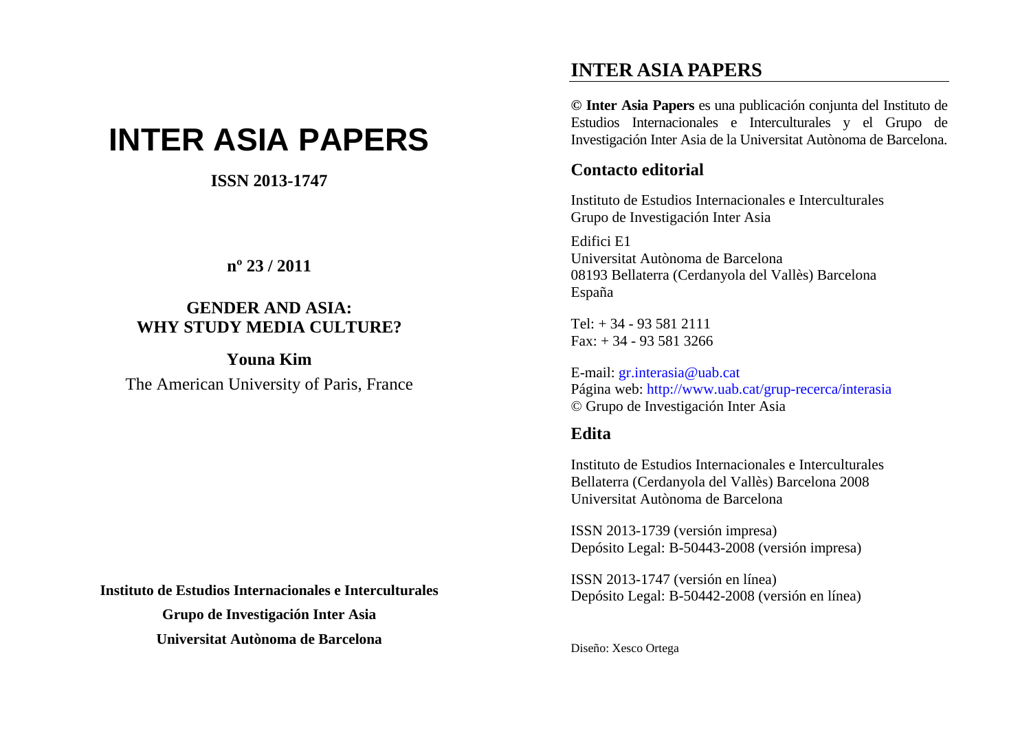# INTER ASIA PAPERS

**ISSN 2013-1747**

**nº 23 / 2011**

## GENDER AND ASIA: WHY STUDY MEDIA CULTURE?

**Youna Kim**

The American University of Paris, France

**Instituto de Estudios Internacionales e Interculturales**

**Grupo de Investigación Inter Asia**

**Universitat Autònoma de Barcelona**

## INTER ASIA PAPERS

**© Inter Asia Papers** es una publicación conjunta del Instituto de Estudios Internacionales e Interculturales y el Grupo de Investigación Inter Asia de la Universitat Autònoma de Barcelona.

### Contacto editorial

Instituto de Estudios Internacionales e Interculturales
Grupo de Investigación Inter Asia

Edifici E1
Universitat Autònoma de Barcelona
08193 Bellaterra (Cerdanyola del Vallès) Barcelona
España

Tel: + 34 - 93 581 2111
Fax: + 34 - 93 581 3266

E-mail: gr.interasia@uab.cat
Página web: http://www.uab.cat/grup-recerca/interasia
© Grupo de Investigación Inter Asia

### Edita

Instituto de Estudios Internacionales e Interculturales
Bellaterra (Cerdanyola del Vallès) Barcelona 2008
Universitat Autònoma de Barcelona

ISSN 2013-1739 (versión impresa)
Depósito Legal: B-50443-2008 (versión impresa)

ISSN 2013-1747 (versión en línea)
Depósito Legal: B-50442-2008 (versión en línea)

Diseño: Xesco Ortega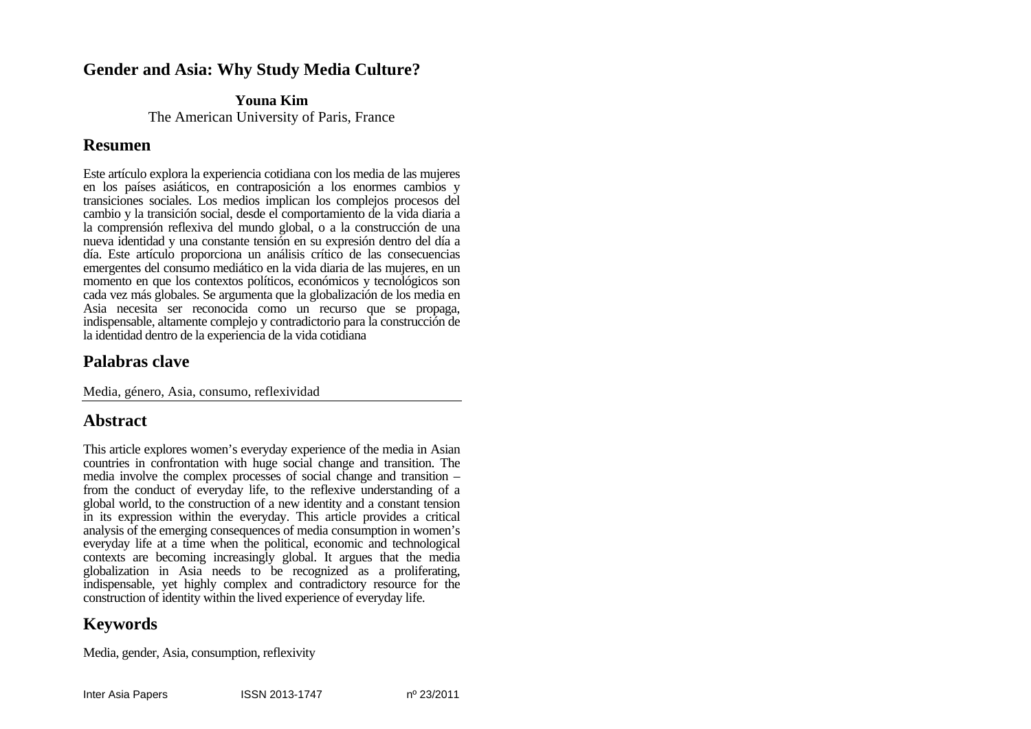# Gender and Asia: Why Study Media Culture?

**Youna Kim**

The American University of Paris, France

## Resumen

Este artículo explora la experiencia cotidiana con los media de las mujeres en los países asiáticos, en contraposición a los enormes cambios y transiciones sociales. Los medios implican los complejos procesos del cambio y la transición social, desde el comportamiento de la vida diaria a la comprensión reflexiva del mundo global, o a la construcción de una nueva identidad y una constante tensión en su expresión dentro del día a día. Este artículo proporciona un análisis crítico de las consecuencias emergentes del consumo mediático en la vida diaria de las mujeres, en un momento en que los contextos políticos, económicos y tecnológicos son cada vez más globales. Se argumenta que la globalización de los media en Asia necesita ser reconocida como un recurso que se propaga, indispensable, altamente complejo y contradictorio para la construcción de la identidad dentro de la experiencia de la vida cotidiana

## Palabras clave

Media, género, Asia, consumo, reflexividad

## Abstract

This article explores women's everyday experience of the media in Asian countries in confrontation with huge social change and transition. The media involve the complex processes of social change and transition – from the conduct of everyday life, to the reflexive understanding of a global world, to the construction of a new identity and a constant tension in its expression within the everyday. This article provides a critical analysis of the emerging consequences of media consumption in women's everyday life at a time when the political, economic and technological contexts are becoming increasingly global. It argues that the media globalization in Asia needs to be recognized as a proliferating, indispensable, yet highly complex and contradictory resource for the construction of identity within the lived experience of everyday life.

## Keywords

Media, gender, Asia, consumption, reflexivity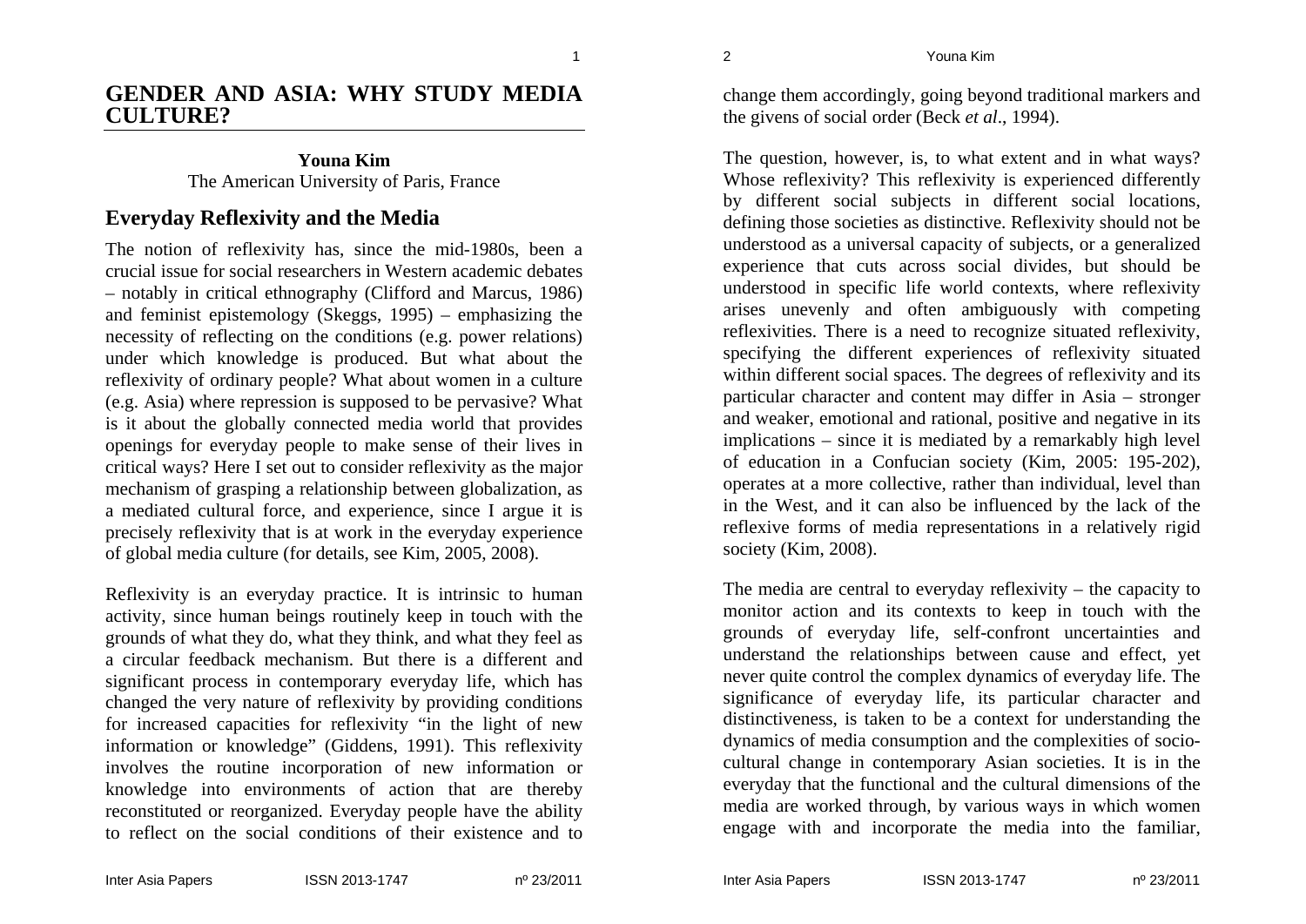# GENDER AND ASIA: WHY STUDY MEDIA CULTURE?

**Youna Kim**

The American University of Paris, France

## Everyday Reflexivity and the Media

The notion of reflexivity has, since the mid-1980s, been a crucial issue for social researchers in Western academic debates – notably in critical ethnography (Clifford and Marcus, 1986) and feminist epistemology (Skeggs, 1995) – emphasizing the necessity of reflecting on the conditions (e.g. power relations) under which knowledge is produced. But what about the reflexivity of ordinary people? What about women in a culture (e.g. Asia) where repression is supposed to be pervasive? What is it about the globally connected media world that provides openings for everyday people to make sense of their lives in critical ways? Here I set out to consider reflexivity as the major mechanism of grasping a relationship between globalization, as a mediated cultural force, and experience, since I argue it is precisely reflexivity that is at work in the everyday experience of global media culture (for details, see Kim, 2005, 2008).

Reflexivity is an everyday practice. It is intrinsic to human activity, since human beings routinely keep in touch with the grounds of what they do, what they think, and what they feel as a circular feedback mechanism. But there is a different and significant process in contemporary everyday life, which has changed the very nature of reflexivity by providing conditions for increased capacities for reflexivity "in the light of new information or knowledge" (Giddens, 1991). This reflexivity involves the routine incorporation of new information or knowledge into environments of action that are thereby reconstituted or reorganized. Everyday people have the ability to reflect on the social conditions of their existence and to change them accordingly, going beyond traditional markers and the givens of social order (Beck *et al*., 1994).

The question, however, is, to what extent and in what ways? Whose reflexivity? This reflexivity is experienced differently by different social subjects in different social locations, defining those societies as distinctive. Reflexivity should not be understood as a universal capacity of subjects, or a generalized experience that cuts across social divides, but should be understood in specific life world contexts, where reflexivity arises unevenly and often ambiguously with competing reflexivities. There is a need to recognize situated reflexivity, specifying the different experiences of reflexivity situated within different social spaces. The degrees of reflexivity and its particular character and content may differ in Asia – stronger and weaker, emotional and rational, positive and negative in its implications – since it is mediated by a remarkably high level of education in a Confucian society (Kim, 2005: 195-202), operates at a more collective, rather than individual, level than in the West, and it can also be influenced by the lack of the reflexive forms of media representations in a relatively rigid society (Kim, 2008).

The media are central to everyday reflexivity – the capacity to monitor action and its contexts to keep in touch with the grounds of everyday life, self-confront uncertainties and understand the relationships between cause and effect, yet never quite control the complex dynamics of everyday life. The significance of everyday life, its particular character and distinctiveness, is taken to be a context for understanding the dynamics of media consumption and the complexities of socio-cultural change in contemporary Asian societies. It is in the everyday that the functional and the cultural dimensions of the media are worked through, by various ways in which women engage with and incorporate the media into the familiar,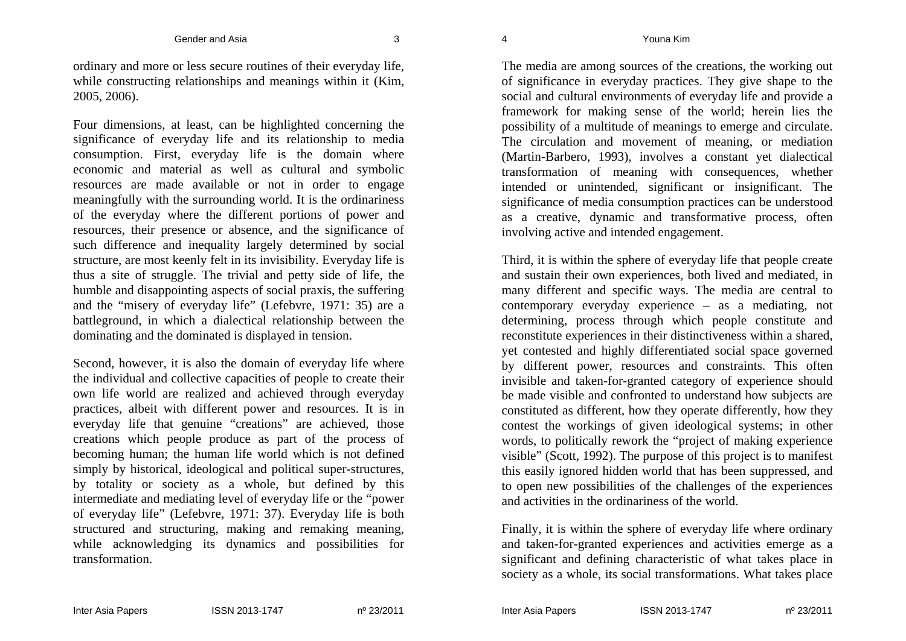ordinary and more or less secure routines of their everyday life, while constructing relationships and meanings within it (Kim, 2005, 2006).

Four dimensions, at least, can be highlighted concerning the significance of everyday life and its relationship to media consumption. First, everyday life is the domain where economic and material as well as cultural and symbolic resources are made available or not in order to engage meaningfully with the surrounding world. It is the ordinariness of the everyday where the different portions of power and resources, their presence or absence, and the significance of such difference and inequality largely determined by social structure, are most keenly felt in its invisibility. Everyday life is thus a site of struggle. The trivial and petty side of life, the humble and disappointing aspects of social praxis, the suffering and the "misery of everyday life" (Lefebvre, 1971: 35) are a battleground, in which a dialectical relationship between the dominating and the dominated is displayed in tension.

Second, however, it is also the domain of everyday life where the individual and collective capacities of people to create their own life world are realized and achieved through everyday practices, albeit with different power and resources. It is in everyday life that genuine "creations" are achieved, those creations which people produce as part of the process of becoming human; the human life world which is not defined simply by historical, ideological and political super-structures, by totality or society as a whole, but defined by this intermediate and mediating level of everyday life or the "power of everyday life" (Lefebvre, 1971: 37). Everyday life is both structured and structuring, making and remaking meaning, while acknowledging its dynamics and possibilities for transformation.

The media are among sources of the creations, the working out of significance in everyday practices. They give shape to the social and cultural environments of everyday life and provide a framework for making sense of the world; herein lies the possibility of a multitude of meanings to emerge and circulate. The circulation and movement of meaning, or mediation (Martin-Barbero, 1993), involves a constant yet dialectical transformation of meaning with consequences, whether intended or unintended, significant or insignificant. The significance of media consumption practices can be understood as a creative, dynamic and transformative process, often involving active and intended engagement.

Third, it is within the sphere of everyday life that people create and sustain their own experiences, both lived and mediated, in many different and specific ways. The media are central to contemporary everyday experience – as a mediating, not determining, process through which people constitute and reconstitute experiences in their distinctiveness within a shared, yet contested and highly differentiated social space governed by different power, resources and constraints. This often invisible and taken-for-granted category of experience should be made visible and confronted to understand how subjects are constituted as different, how they operate differently, how they contest the workings of given ideological systems; in other words, to politically rework the "project of making experience visible" (Scott, 1992). The purpose of this project is to manifest this easily ignored hidden world that has been suppressed, and to open new possibilities of the challenges of the experiences and activities in the ordinariness of the world.

Finally, it is within the sphere of everyday life where ordinary and taken-for-granted experiences and activities emerge as a significant and defining characteristic of what takes place in society as a whole, its social transformations. What takes place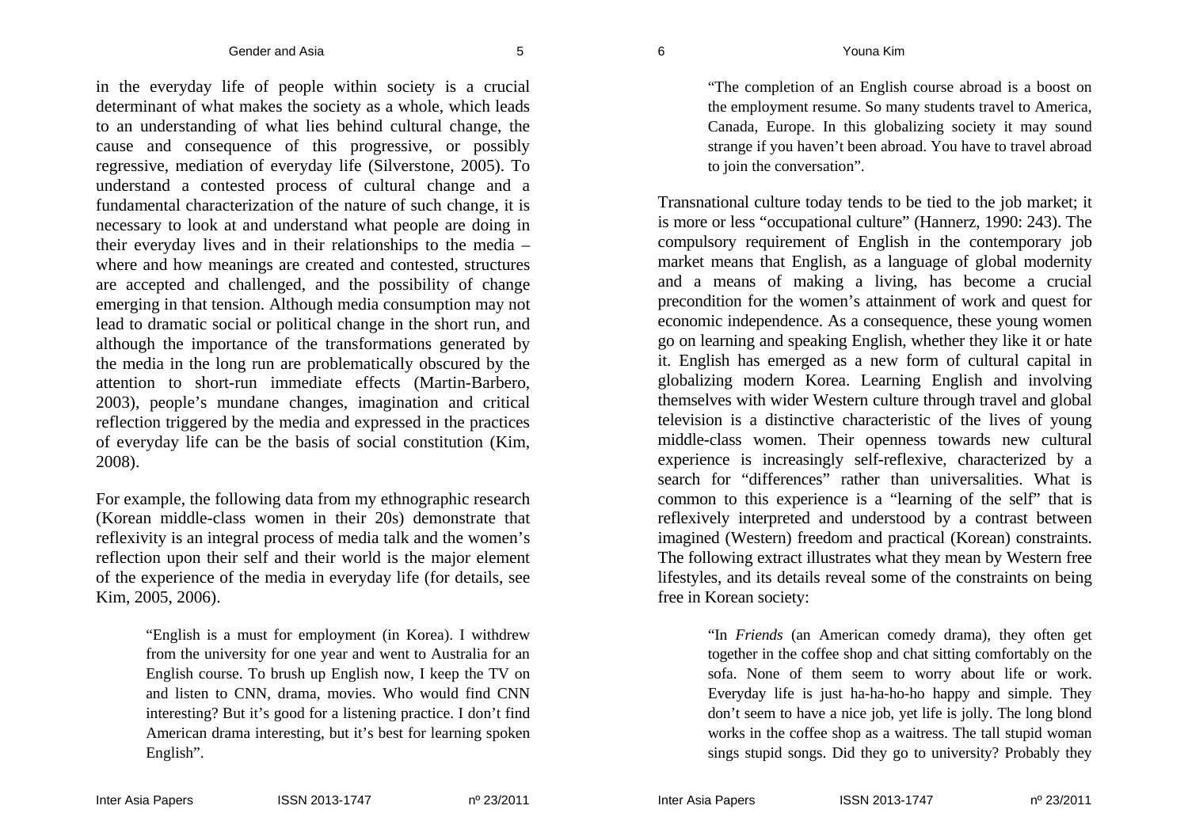in the everyday life of people within society is a crucial determinant of what makes the society as a whole, which leads to an understanding of what lies behind cultural change, the cause and consequence of this progressive, or possibly regressive, mediation of everyday life (Silverstone, 2005). To understand a contested process of cultural change and a fundamental characterization of the nature of such change, it is necessary to look at and understand what people are doing in their everyday lives and in their relationships to the media – where and how meanings are created and contested, structures are accepted and challenged, and the possibility of change emerging in that tension. Although media consumption may not lead to dramatic social or political change in the short run, and although the importance of the transformations generated by the media in the long run are problematically obscured by the attention to short-run immediate effects (Martin-Barbero, 2003), people's mundane changes, imagination and critical reflection triggered by the media and expressed in the practices of everyday life can be the basis of social constitution (Kim, 2008).

For example, the following data from my ethnographic research (Korean middle-class women in their 20s) demonstrate that reflexivity is an integral process of media talk and the women's reflection upon their self and their world is the major element of the experience of the media in everyday life (for details, see Kim, 2005, 2006).

> "English is a must for employment (in Korea). I withdrew from the university for one year and went to Australia for an English course. To brush up English now, I keep the TV on and listen to CNN, drama, movies. Who would find CNN interesting? But it's good for a listening practice. I don't find American drama interesting, but it's best for learning spoken English".

> "The completion of an English course abroad is a boost on the employment resume. So many students travel to America, Canada, Europe. In this globalizing society it may sound strange if you haven't been abroad. You have to travel abroad to join the conversation".

Transnational culture today tends to be tied to the job market; it is more or less "occupational culture" (Hannerz, 1990: 243). The compulsory requirement of English in the contemporary job market means that English, as a language of global modernity and a means of making a living, has become a crucial precondition for the women's attainment of work and quest for economic independence. As a consequence, these young women go on learning and speaking English, whether they like it or hate it. English has emerged as a new form of cultural capital in globalizing modern Korea. Learning English and involving themselves with wider Western culture through travel and global television is a distinctive characteristic of the lives of young middle-class women. Their openness towards new cultural experience is increasingly self-reflexive, characterized by a search for "differences" rather than universalities. What is common to this experience is a "learning of the self" that is reflexively interpreted and understood by a contrast between imagined (Western) freedom and practical (Korean) constraints. The following extract illustrates what they mean by Western free lifestyles, and its details reveal some of the constraints on being free in Korean society:

> "In *Friends* (an American comedy drama), they often get together in the coffee shop and chat sitting comfortably on the sofa. None of them seem to worry about life or work. Everyday life is just ha-ha-ho-ho happy and simple. They don't seem to have a nice job, yet life is jolly. The long blond works in the coffee shop as a waitress. The tall stupid woman sings stupid songs. Did they go to university? Probably they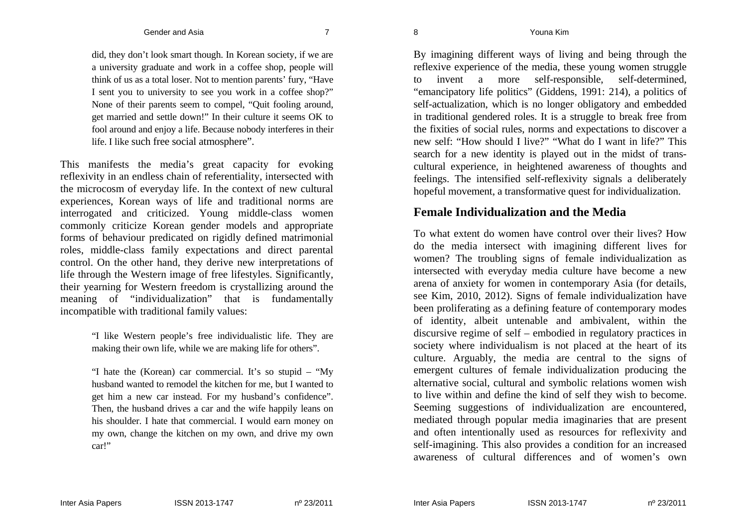did, they don't look smart though. In Korean society, if we are a university graduate and work in a coffee shop, people will think of us as a total loser. Not to mention parents' fury, "Have I sent you to university to see you work in a coffee shop?" None of their parents seem to compel, "Quit fooling around, get married and settle down!" In their culture it seems OK to fool around and enjoy a life. Because nobody interferes in their life. I like such free social atmosphere".

This manifests the media's great capacity for evoking reflexivity in an endless chain of referentiality, intersected with the microcosm of everyday life. In the context of new cultural experiences, Korean ways of life and traditional norms are interrogated and criticized. Young middle-class women commonly criticize Korean gender models and appropriate forms of behaviour predicated on rigidly defined matrimonial roles, middle-class family expectations and direct parental control. On the other hand, they derive new interpretations of life through the Western image of free lifestyles. Significantly, their yearning for Western freedom is crystallizing around the meaning of "individualization" that is fundamentally incompatible with traditional family values:

> "I like Western people's free individualistic life. They are making their own life, while we are making life for others".
>
> "I hate the (Korean) car commercial. It's so stupid – "My husband wanted to remodel the kitchen for me, but I wanted to get him a new car instead. For my husband's confidence". Then, the husband drives a car and the wife happily leans on his shoulder. I hate that commercial. I would earn money on my own, change the kitchen on my own, and drive my own car!"

By imagining different ways of living and being through the reflexive experience of the media, these young women struggle to invent a more self-responsible, self-determined, "emancipatory life politics" (Giddens, 1991: 214), a politics of self-actualization, which is no longer obligatory and embedded in traditional gendered roles. It is a struggle to break free from the fixities of social rules, norms and expectations to discover a new self: "How should I live?" "What do I want in life?" This search for a new identity is played out in the midst of trans-cultural experience, in heightened awareness of thoughts and feelings. The intensified self-reflexivity signals a deliberately hopeful movement, a transformative quest for individualization.

## Female Individualization and the Media

To what extent do women have control over their lives? How do the media intersect with imagining different lives for women? The troubling signs of female individualization as intersected with everyday media culture have become a new arena of anxiety for women in contemporary Asia (for details, see Kim, 2010, 2012). Signs of female individualization have been proliferating as a defining feature of contemporary modes of identity, albeit untenable and ambivalent, within the discursive regime of self – embodied in regulatory practices in society where individualism is not placed at the heart of its culture. Arguably, the media are central to the signs of emergent cultures of female individualization producing the alternative social, cultural and symbolic relations women wish to live within and define the kind of self they wish to become. Seeming suggestions of individualization are encountered, mediated through popular media imaginaries that are present and often intentionally used as resources for reflexivity and self-imagining. This also provides a condition for an increased awareness of cultural differences and of women's own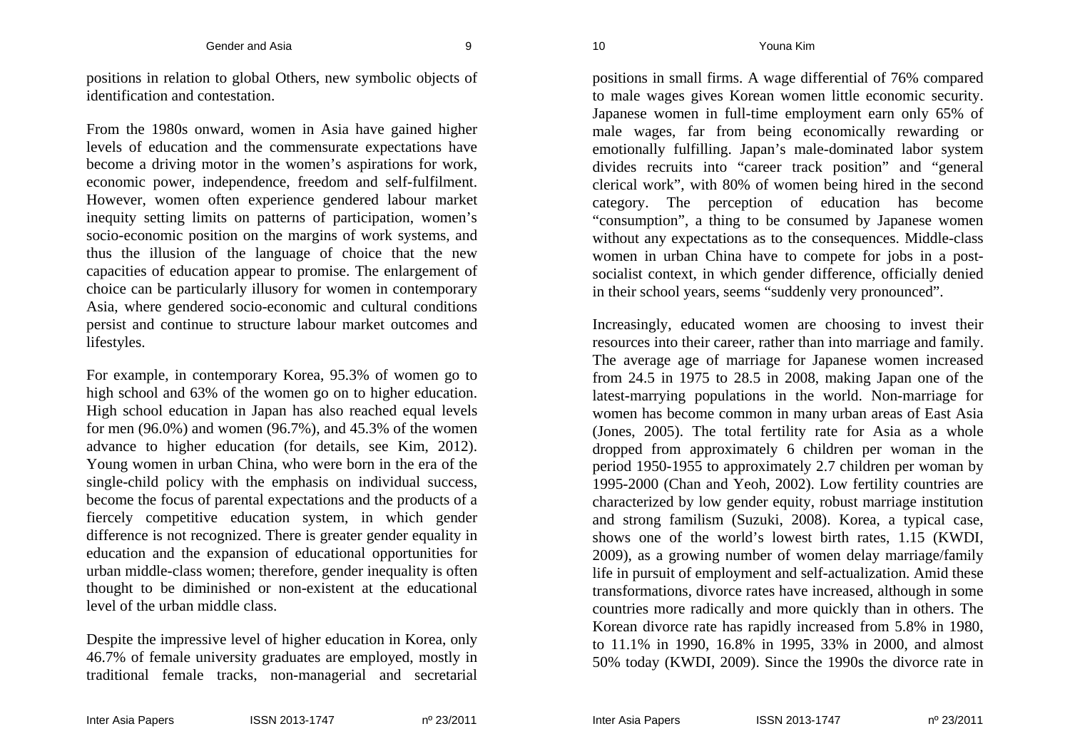positions in relation to global Others, new symbolic objects of identification and contestation.

From the 1980s onward, women in Asia have gained higher levels of education and the commensurate expectations have become a driving motor in the women's aspirations for work, economic power, independence, freedom and self-fulfilment. However, women often experience gendered labour market inequity setting limits on patterns of participation, women's socio-economic position on the margins of work systems, and thus the illusion of the language of choice that the new capacities of education appear to promise. The enlargement of choice can be particularly illusory for women in contemporary Asia, where gendered socio-economic and cultural conditions persist and continue to structure labour market outcomes and lifestyles.

For example, in contemporary Korea, 95.3% of women go to high school and 63% of the women go on to higher education. High school education in Japan has also reached equal levels for men (96.0%) and women (96.7%), and 45.3% of the women advance to higher education (for details, see Kim, 2012). Young women in urban China, who were born in the era of the single-child policy with the emphasis on individual success, become the focus of parental expectations and the products of a fiercely competitive education system, in which gender difference is not recognized. There is greater gender equality in education and the expansion of educational opportunities for urban middle-class women; therefore, gender inequality is often thought to be diminished or non-existent at the educational level of the urban middle class.

Despite the impressive level of higher education in Korea, only 46.7% of female university graduates are employed, mostly in traditional female tracks, non-managerial and secretarial positions in small firms. A wage differential of 76% compared to male wages gives Korean women little economic security. Japanese women in full-time employment earn only 65% of male wages, far from being economically rewarding or emotionally fulfilling. Japan's male-dominated labor system divides recruits into "career track position" and "general clerical work", with 80% of women being hired in the second category. The perception of education has become "consumption", a thing to be consumed by Japanese women without any expectations as to the consequences. Middle-class women in urban China have to compete for jobs in a post-socialist context, in which gender difference, officially denied in their school years, seems "suddenly very pronounced".

Increasingly, educated women are choosing to invest their resources into their career, rather than into marriage and family. The average age of marriage for Japanese women increased from 24.5 in 1975 to 28.5 in 2008, making Japan one of the latest-marrying populations in the world. Non-marriage for women has become common in many urban areas of East Asia (Jones, 2005). The total fertility rate for Asia as a whole dropped from approximately 6 children per woman in the period 1950-1955 to approximately 2.7 children per woman by 1995-2000 (Chan and Yeoh, 2002). Low fertility countries are characterized by low gender equity, robust marriage institution and strong familism (Suzuki, 2008). Korea, a typical case, shows one of the world's lowest birth rates, 1.15 (KWDI, 2009), as a growing number of women delay marriage/family life in pursuit of employment and self-actualization. Amid these transformations, divorce rates have increased, although in some countries more radically and more quickly than in others. The Korean divorce rate has rapidly increased from 5.8% in 1980, to 11.1% in 1990, 16.8% in 1995, 33% in 2000, and almost 50% today (KWDI, 2009). Since the 1990s the divorce rate in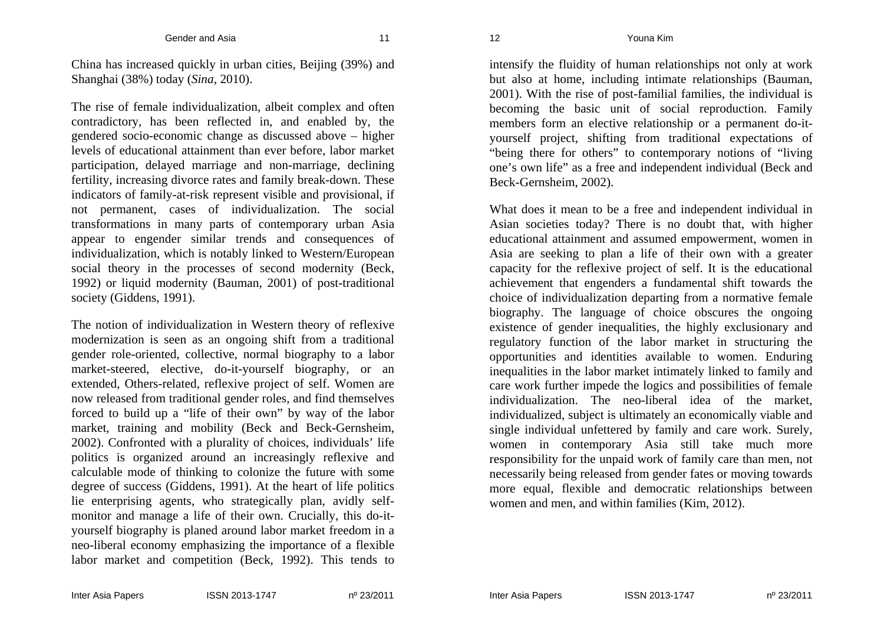China has increased quickly in urban cities, Beijing (39%) and Shanghai (38%) today (*Sina*, 2010).

The rise of female individualization, albeit complex and often contradictory, has been reflected in, and enabled by, the gendered socio-economic change as discussed above – higher levels of educational attainment than ever before, labor market participation, delayed marriage and non-marriage, declining fertility, increasing divorce rates and family break-down. These indicators of family-at-risk represent visible and provisional, if not permanent, cases of individualization. The social transformations in many parts of contemporary urban Asia appear to engender similar trends and consequences of individualization, which is notably linked to Western/European social theory in the processes of second modernity (Beck, 1992) or liquid modernity (Bauman, 2001) of post-traditional society (Giddens, 1991).

The notion of individualization in Western theory of reflexive modernization is seen as an ongoing shift from a traditional gender role-oriented, collective, normal biography to a labor market-steered, elective, do-it-yourself biography, or an extended, Others-related, reflexive project of self. Women are now released from traditional gender roles, and find themselves forced to build up a "life of their own" by way of the labor market, training and mobility (Beck and Beck-Gernsheim, 2002). Confronted with a plurality of choices, individuals' life politics is organized around an increasingly reflexive and calculable mode of thinking to colonize the future with some degree of success (Giddens, 1991). At the heart of life politics lie enterprising agents, who strategically plan, avidly self-monitor and manage a life of their own. Crucially, this do-it-yourself biography is planed around labor market freedom in a neo-liberal economy emphasizing the importance of a flexible labor market and competition (Beck, 1992). This tends to intensify the fluidity of human relationships not only at work but also at home, including intimate relationships (Bauman, 2001). With the rise of post-familial families, the individual is becoming the basic unit of social reproduction. Family members form an elective relationship or a permanent do-it-yourself project, shifting from traditional expectations of "being there for others" to contemporary notions of "living one's own life" as a free and independent individual (Beck and Beck-Gernsheim, 2002).

What does it mean to be a free and independent individual in Asian societies today? There is no doubt that, with higher educational attainment and assumed empowerment, women in Asia are seeking to plan a life of their own with a greater capacity for the reflexive project of self. It is the educational achievement that engenders a fundamental shift towards the choice of individualization departing from a normative female biography. The language of choice obscures the ongoing existence of gender inequalities, the highly exclusionary and regulatory function of the labor market in structuring the opportunities and identities available to women. Enduring inequalities in the labor market intimately linked to family and care work further impede the logics and possibilities of female individualization. The neo-liberal idea of the market, individualized, subject is ultimately an economically viable and single individual unfettered by family and care work. Surely, women in contemporary Asia still take much more responsibility for the unpaid work of family care than men, not necessarily being released from gender fates or moving towards more equal, flexible and democratic relationships between women and men, and within families (Kim, 2012).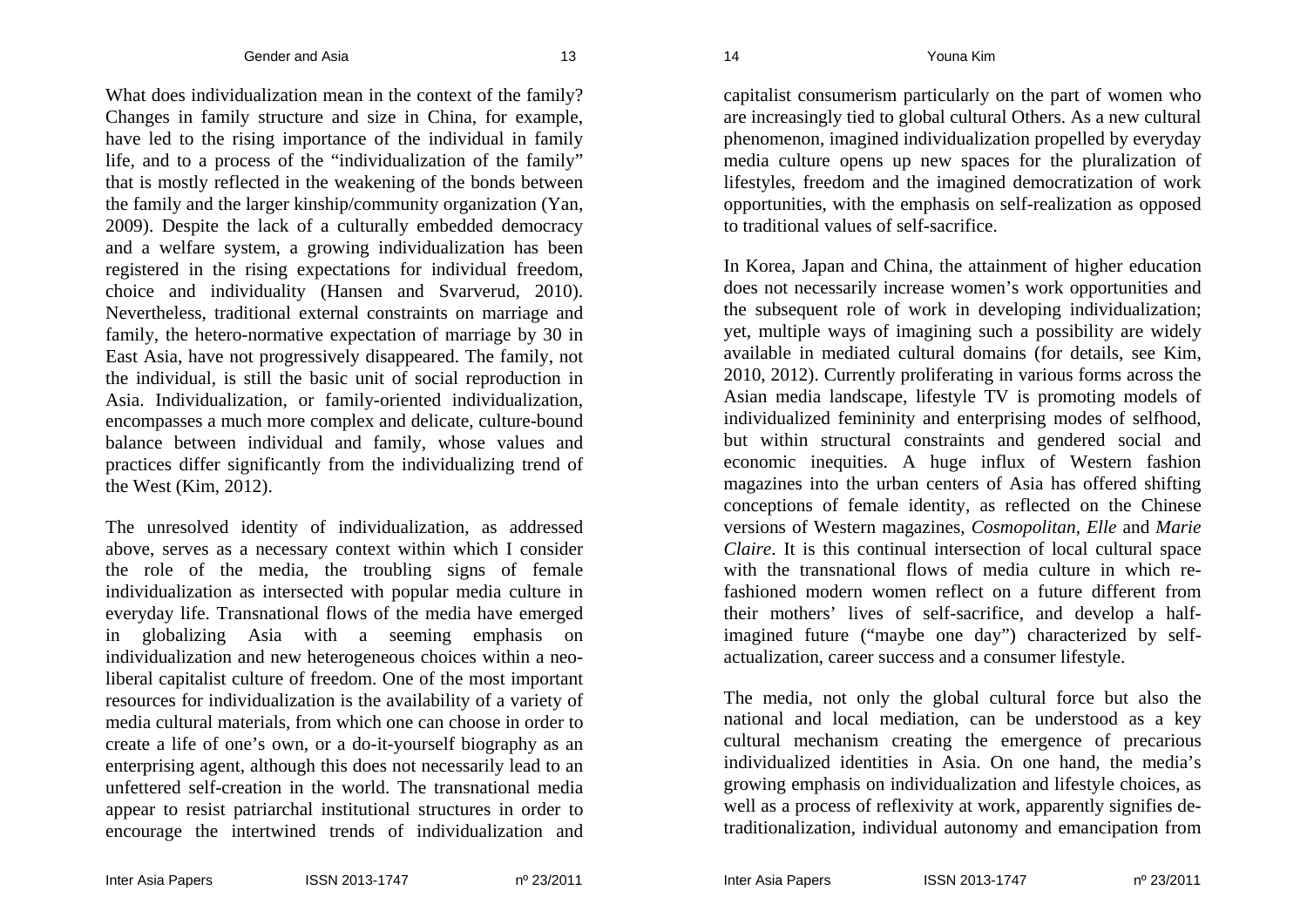What does individualization mean in the context of the family? Changes in family structure and size in China, for example, have led to the rising importance of the individual in family life, and to a process of the "individualization of the family" that is mostly reflected in the weakening of the bonds between the family and the larger kinship/community organization (Yan, 2009). Despite the lack of a culturally embedded democracy and a welfare system, a growing individualization has been registered in the rising expectations for individual freedom, choice and individuality (Hansen and Svarverud, 2010). Nevertheless, traditional external constraints on marriage and family, the hetero-normative expectation of marriage by 30 in East Asia, have not progressively disappeared. The family, not the individual, is still the basic unit of social reproduction in Asia. Individualization, or family-oriented individualization, encompasses a much more complex and delicate, culture-bound balance between individual and family, whose values and practices differ significantly from the individualizing trend of the West (Kim, 2012).

The unresolved identity of individualization, as addressed above, serves as a necessary context within which I consider the role of the media, the troubling signs of female individualization as intersected with popular media culture in everyday life. Transnational flows of the media have emerged in globalizing Asia with a seeming emphasis on individualization and new heterogeneous choices within a neo-liberal capitalist culture of freedom. One of the most important resources for individualization is the availability of a variety of media cultural materials, from which one can choose in order to create a life of one's own, or a do-it-yourself biography as an enterprising agent, although this does not necessarily lead to an unfettered self-creation in the world. The transnational media appear to resist patriarchal institutional structures in order to encourage the intertwined trends of individualization and capitalist consumerism particularly on the part of women who are increasingly tied to global cultural Others. As a new cultural phenomenon, imagined individualization propelled by everyday media culture opens up new spaces for the pluralization of lifestyles, freedom and the imagined democratization of work opportunities, with the emphasis on self-realization as opposed to traditional values of self-sacrifice.

In Korea, Japan and China, the attainment of higher education does not necessarily increase women's work opportunities and the subsequent role of work in developing individualization; yet, multiple ways of imagining such a possibility are widely available in mediated cultural domains (for details, see Kim, 2010, 2012). Currently proliferating in various forms across the Asian media landscape, lifestyle TV is promoting models of individualized femininity and enterprising modes of selfhood, but within structural constraints and gendered social and economic inequities. A huge influx of Western fashion magazines into the urban centers of Asia has offered shifting conceptions of female identity, as reflected on the Chinese versions of Western magazines, *Cosmopolitan*, *Elle* and *Marie Claire*. It is this continual intersection of local cultural space with the transnational flows of media culture in which re-fashioned modern women reflect on a future different from their mothers' lives of self-sacrifice, and develop a half-imagined future ("maybe one day") characterized by self-actualization, career success and a consumer lifestyle.

The media, not only the global cultural force but also the national and local mediation, can be understood as a key cultural mechanism creating the emergence of precarious individualized identities in Asia. On one hand, the media's growing emphasis on individualization and lifestyle choices, as well as a process of reflexivity at work, apparently signifies de-traditionalization, individual autonomy and emancipation from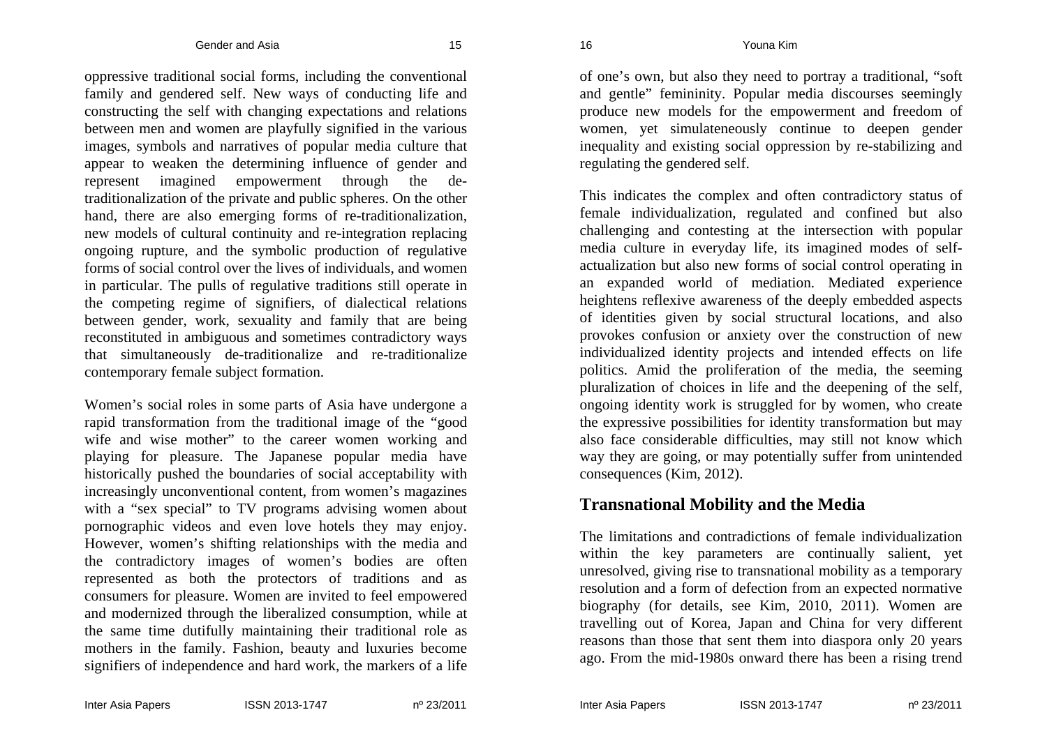oppressive traditional social forms, including the conventional family and gendered self. New ways of conducting life and constructing the self with changing expectations and relations between men and women are playfully signified in the various images, symbols and narratives of popular media culture that appear to weaken the determining influence of gender and represent imagined empowerment through the de-traditionalization of the private and public spheres. On the other hand, there are also emerging forms of re-traditionalization, new models of cultural continuity and re-integration replacing ongoing rupture, and the symbolic production of regulative forms of social control over the lives of individuals, and women in particular. The pulls of regulative traditions still operate in the competing regime of signifiers, of dialectical relations between gender, work, sexuality and family that are being reconstituted in ambiguous and sometimes contradictory ways that simultaneously de-traditionalize and re-traditionalize contemporary female subject formation.

Women's social roles in some parts of Asia have undergone a rapid transformation from the traditional image of the "good wife and wise mother" to the career women working and playing for pleasure. The Japanese popular media have historically pushed the boundaries of social acceptability with increasingly unconventional content, from women's magazines with a "sex special" to TV programs advising women about pornographic videos and even love hotels they may enjoy. However, women's shifting relationships with the media and the contradictory images of women's bodies are often represented as both the protectors of traditions and as consumers for pleasure. Women are invited to feel empowered and modernized through the liberalized consumption, while at the same time dutifully maintaining their traditional role as mothers in the family. Fashion, beauty and luxuries become signifiers of independence and hard work, the markers of a life of one's own, but also they need to portray a traditional, "soft and gentle" femininity. Popular media discourses seemingly produce new models for the empowerment and freedom of women, yet simulateneously continue to deepen gender inequality and existing social oppression by re-stabilizing and regulating the gendered self.

This indicates the complex and often contradictory status of female individualization, regulated and confined but also challenging and contesting at the intersection with popular media culture in everyday life, its imagined modes of self-actualization but also new forms of social control operating in an expanded world of mediation. Mediated experience heightens reflexive awareness of the deeply embedded aspects of identities given by social structural locations, and also provokes confusion or anxiety over the construction of new individualized identity projects and intended effects on life politics. Amid the proliferation of the media, the seeming pluralization of choices in life and the deepening of the self, ongoing identity work is struggled for by women, who create the expressive possibilities for identity transformation but may also face considerable difficulties, may still not know which way they are going, or may potentially suffer from unintended consequences (Kim, 2012).

## Transnational Mobility and the Media

The limitations and contradictions of female individualization within the key parameters are continually salient, yet unresolved, giving rise to transnational mobility as a temporary resolution and a form of defection from an expected normative biography (for details, see Kim, 2010, 2011). Women are travelling out of Korea, Japan and China for very different reasons than those that sent them into diaspora only 20 years ago. From the mid-1980s onward there has been a rising trend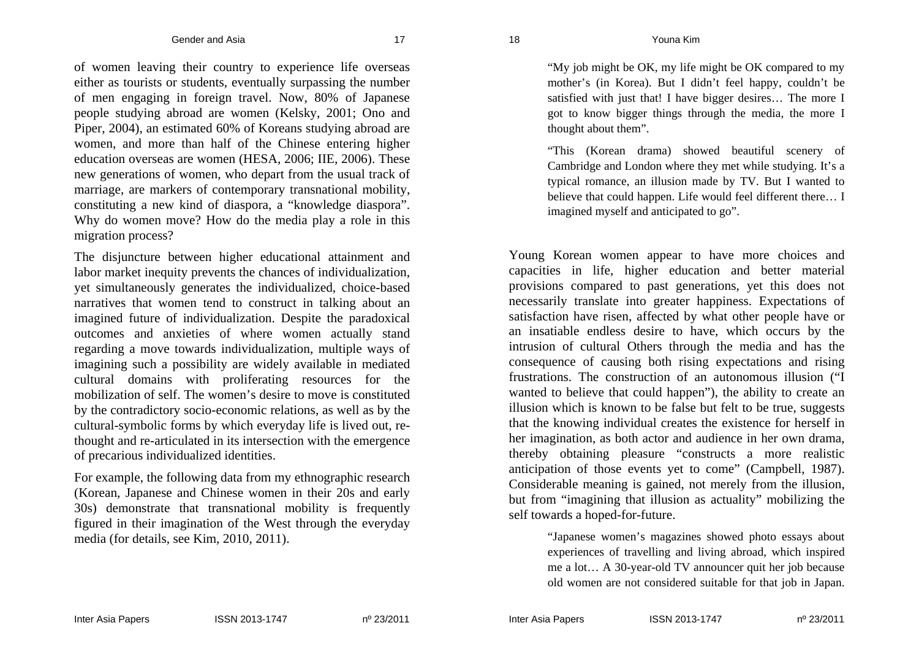of women leaving their country to experience life overseas either as tourists or students, eventually surpassing the number of men engaging in foreign travel. Now, 80% of Japanese people studying abroad are women (Kelsky, 2001; Ono and Piper, 2004), an estimated 60% of Koreans studying abroad are women, and more than half of the Chinese entering higher education overseas are women (HESA, 2006; IIE, 2006). These new generations of women, who depart from the usual track of marriage, are markers of contemporary transnational mobility, constituting a new kind of diaspora, a "knowledge diaspora". Why do women move? How do the media play a role in this migration process?

The disjuncture between higher educational attainment and labor market inequity prevents the chances of individualization, yet simultaneously generates the individualized, choice-based narratives that women tend to construct in talking about an imagined future of individualization. Despite the paradoxical outcomes and anxieties of where women actually stand regarding a move towards individualization, multiple ways of imagining such a possibility are widely available in mediated cultural domains with proliferating resources for the mobilization of self. The women's desire to move is constituted by the contradictory socio-economic relations, as well as by the cultural-symbolic forms by which everyday life is lived out, re-thought and re-articulated in its intersection with the emergence of precarious individualized identities.

For example, the following data from my ethnographic research (Korean, Japanese and Chinese women in their 20s and early 30s) demonstrate that transnational mobility is frequently figured in their imagination of the West through the everyday media (for details, see Kim, 2010, 2011).

> "My job might be OK, my life might be OK compared to my mother's (in Korea). But I didn't feel happy, couldn't be satisfied with just that! I have bigger desires… The more I got to know bigger things through the media, the more I thought about them".

> "This (Korean drama) showed beautiful scenery of Cambridge and London where they met while studying. It's a typical romance, an illusion made by TV. But I wanted to believe that could happen. Life would feel different there… I imagined myself and anticipated to go".

Young Korean women appear to have more choices and capacities in life, higher education and better material provisions compared to past generations, yet this does not necessarily translate into greater happiness. Expectations of satisfaction have risen, affected by what other people have or an insatiable endless desire to have, which occurs by the intrusion of cultural Others through the media and has the consequence of causing both rising expectations and rising frustrations. The construction of an autonomous illusion ("I wanted to believe that could happen"), the ability to create an illusion which is known to be false but felt to be true, suggests that the knowing individual creates the existence for herself in her imagination, as both actor and audience in her own drama, thereby obtaining pleasure "constructs a more realistic anticipation of those events yet to come" (Campbell, 1987). Considerable meaning is gained, not merely from the illusion, but from "imagining that illusion as actuality" mobilizing the self towards a hoped-for-future.

> "Japanese women's magazines showed photo essays about experiences of travelling and living abroad, which inspired me a lot… A 30-year-old TV announcer quit her job because old women are not considered suitable for that job in Japan.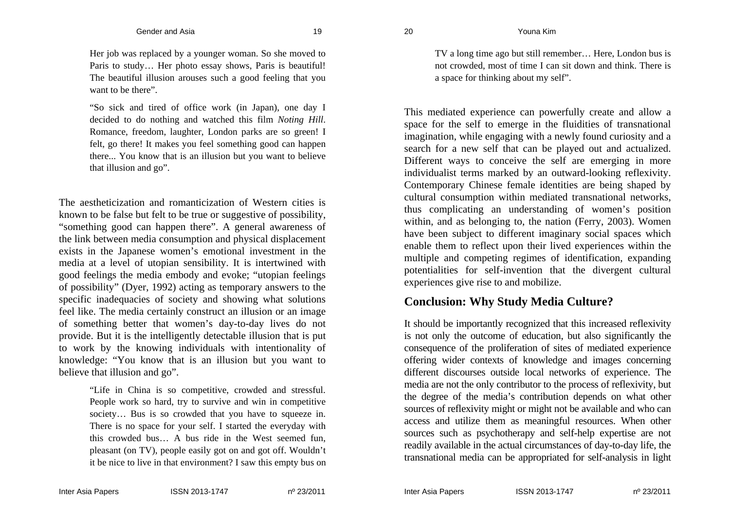Her job was replaced by a younger woman. So she moved to Paris to study… Her photo essay shows, Paris is beautiful! The beautiful illusion arouses such a good feeling that you want to be there".

> "So sick and tired of office work (in Japan), one day I decided to do nothing and watched this film *Noting Hill*. Romance, freedom, laughter, London parks are so green! I felt, go there! It makes you feel something good can happen there... You know that is an illusion but you want to believe that illusion and go".

The aestheticization and romanticization of Western cities is known to be false but felt to be true or suggestive of possibility, "something good can happen there". A general awareness of the link between media consumption and physical displacement exists in the Japanese women's emotional investment in the media at a level of utopian sensibility. It is intertwined with good feelings the media embody and evoke; "utopian feelings of possibility" (Dyer, 1992) acting as temporary answers to the specific inadequacies of society and showing what solutions feel like. The media certainly construct an illusion or an image of something better that women's day-to-day lives do not provide. But it is the intelligently detectable illusion that is put to work by the knowing individuals with intentionality of knowledge: "You know that is an illusion but you want to believe that illusion and go".

> "Life in China is so competitive, crowded and stressful. People work so hard, try to survive and win in competitive society… Bus is so crowded that you have to squeeze in. There is no space for your self. I started the everyday with this crowded bus… A bus ride in the West seemed fun, pleasant (on TV), people easily got on and got off. Wouldn't it be nice to live in that environment? I saw this empty bus on TV a long time ago but still remember… Here, London bus is not crowded, most of time I can sit down and think. There is a space for thinking about my self".

This mediated experience can powerfully create and allow a space for the self to emerge in the fluidities of transnational imagination, while engaging with a newly found curiosity and a search for a new self that can be played out and actualized. Different ways to conceive the self are emerging in more individualist terms marked by an outward-looking reflexivity. Contemporary Chinese female identities are being shaped by cultural consumption within mediated transnational networks, thus complicating an understanding of women's position within, and as belonging to, the nation (Ferry, 2003). Women have been subject to different imaginary social spaces which enable them to reflect upon their lived experiences within the multiple and competing regimes of identification, expanding potentialities for self-invention that the divergent cultural experiences give rise to and mobilize.

## Conclusion: Why Study Media Culture?

It should be importantly recognized that this increased reflexivity is not only the outcome of education, but also significantly the consequence of the proliferation of sites of mediated experience offering wider contexts of knowledge and images concerning different discourses outside local networks of experience. The media are not the only contributor to the process of reflexivity, but the degree of the media's contribution depends on what other sources of reflexivity might or might not be available and who can access and utilize them as meaningful resources. When other sources such as psychotherapy and self-help expertise are not readily available in the actual circumstances of day-to-day life, the transnational media can be appropriated for self-analysis in light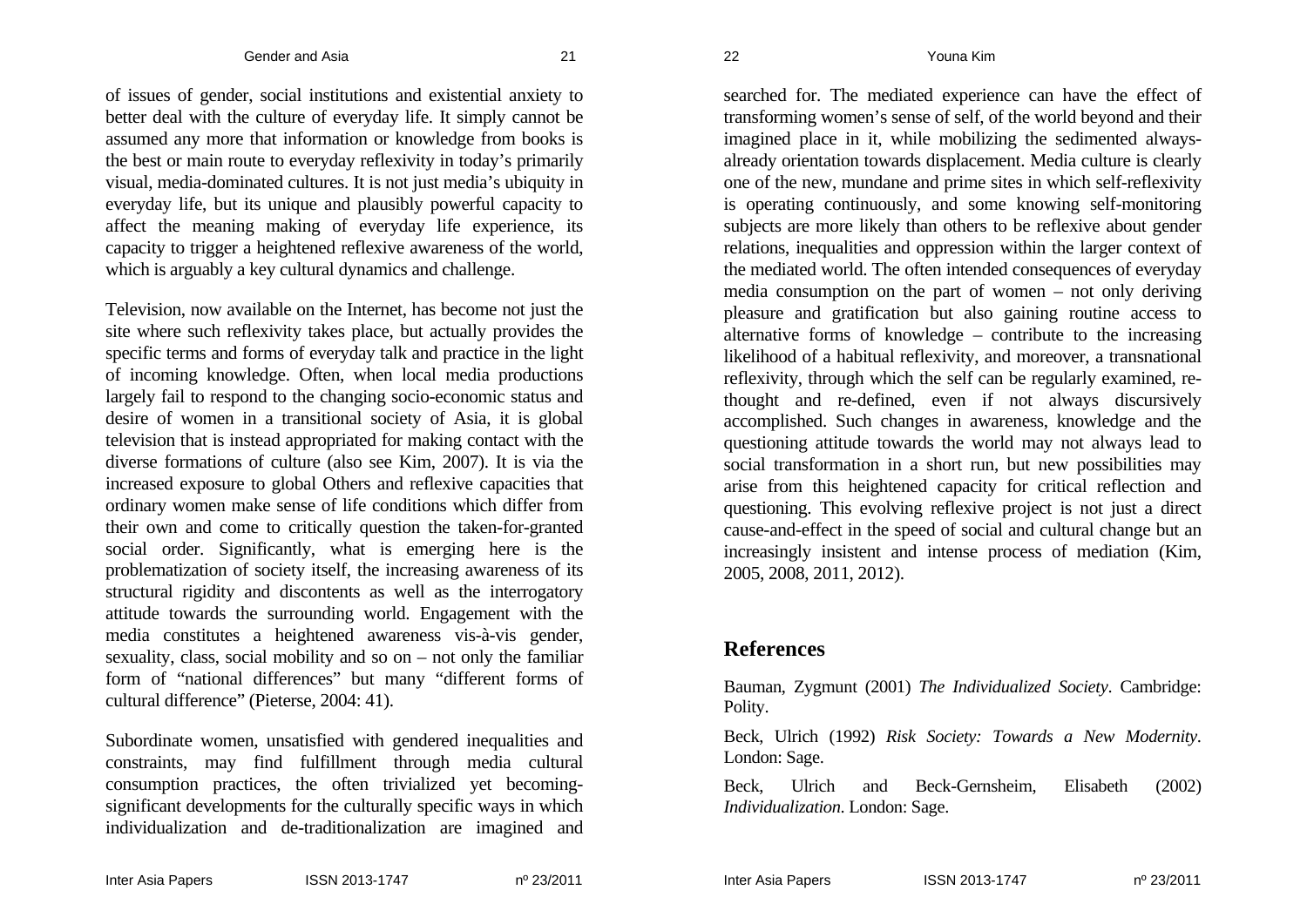of issues of gender, social institutions and existential anxiety to better deal with the culture of everyday life. It simply cannot be assumed any more that information or knowledge from books is the best or main route to everyday reflexivity in today's primarily visual, media-dominated cultures. It is not just media's ubiquity in everyday life, but its unique and plausibly powerful capacity to affect the meaning making of everyday life experience, its capacity to trigger a heightened reflexive awareness of the world, which is arguably a key cultural dynamics and challenge.

Television, now available on the Internet, has become not just the site where such reflexivity takes place, but actually provides the specific terms and forms of everyday talk and practice in the light of incoming knowledge. Often, when local media productions largely fail to respond to the changing socio-economic status and desire of women in a transitional society of Asia, it is global television that is instead appropriated for making contact with the diverse formations of culture (also see Kim, 2007). It is via the increased exposure to global Others and reflexive capacities that ordinary women make sense of life conditions which differ from their own and come to critically question the taken-for-granted social order. Significantly, what is emerging here is the problematization of society itself, the increasing awareness of its structural rigidity and discontents as well as the interrogatory attitude towards the surrounding world. Engagement with the media constitutes a heightened awareness vis-à-vis gender, sexuality, class, social mobility and so on – not only the familiar form of "national differences" but many "different forms of cultural difference" (Pieterse, 2004: 41).

Subordinate women, unsatisfied with gendered inequalities and constraints, may find fulfillment through media cultural consumption practices, the often trivialized yet becoming-significant developments for the culturally specific ways in which individualization and de-traditionalization are imagined and searched for. The mediated experience can have the effect of transforming women's sense of self, of the world beyond and their imagined place in it, while mobilizing the sedimented always-already orientation towards displacement. Media culture is clearly one of the new, mundane and prime sites in which self-reflexivity is operating continuously, and some knowing self-monitoring subjects are more likely than others to be reflexive about gender relations, inequalities and oppression within the larger context of the mediated world. The often intended consequences of everyday media consumption on the part of women – not only deriving pleasure and gratification but also gaining routine access to alternative forms of knowledge – contribute to the increasing likelihood of a habitual reflexivity, and moreover, a transnational reflexivity, through which the self can be regularly examined, re-thought and re-defined, even if not always discursively accomplished. Such changes in awareness, knowledge and the questioning attitude towards the world may not always lead to social transformation in a short run, but new possibilities may arise from this heightened capacity for critical reflection and questioning. This evolving reflexive project is not just a direct cause-and-effect in the speed of social and cultural change but an increasingly insistent and intense process of mediation (Kim, 2005, 2008, 2011, 2012).

## References

Bauman, Zygmunt (2001) *The Individualized Society*. Cambridge: Polity.

Beck, Ulrich (1992) *Risk Society: Towards a New Modernity*. London: Sage.

Beck, Ulrich and Beck-Gernsheim, Elisabeth (2002) *Individualization*. London: Sage.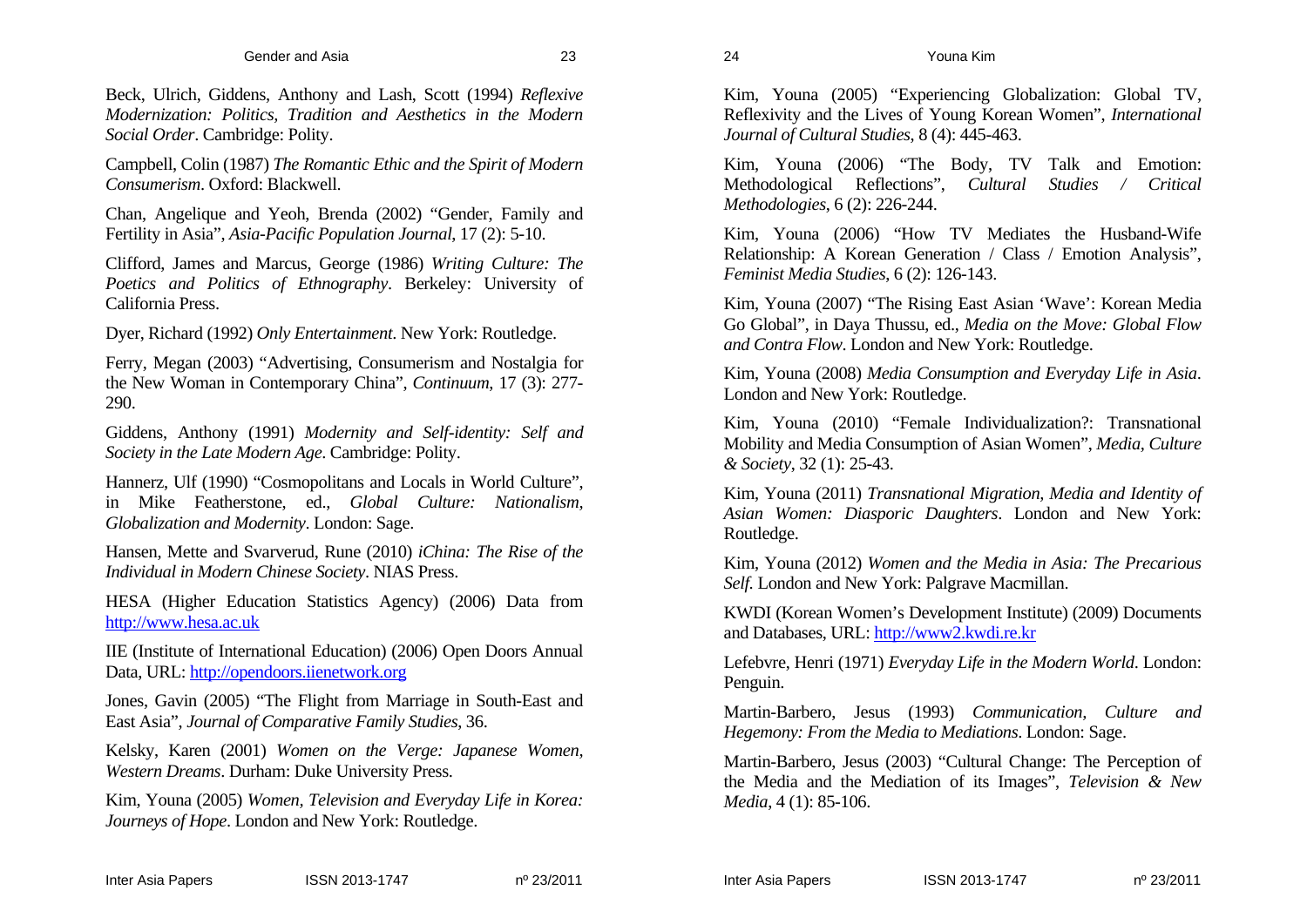Beck, Ulrich, Giddens, Anthony and Lash, Scott (1994) *Reflexive Modernization: Politics, Tradition and Aesthetics in the Modern Social Order*. Cambridge: Polity.

Campbell, Colin (1987) *The Romantic Ethic and the Spirit of Modern Consumerism*. Oxford: Blackwell.

Chan, Angelique and Yeoh, Brenda (2002) "Gender, Family and Fertility in Asia", *Asia-Pacific Population Journal*, 17 (2): 5-10.

Clifford, James and Marcus, George (1986) *Writing Culture: The Poetics and Politics of Ethnography*. Berkeley: University of California Press.

Dyer, Richard (1992) *Only Entertainment*. New York: Routledge.

Ferry, Megan (2003) "Advertising, Consumerism and Nostalgia for the New Woman in Contemporary China", *Continuum*, 17 (3): 277-290.

Giddens, Anthony (1991) *Modernity and Self-identity: Self and Society in the Late Modern Age*. Cambridge: Polity.

Hannerz, Ulf (1990) "Cosmopolitans and Locals in World Culture", in Mike Featherstone, ed., *Global Culture: Nationalism, Globalization and Modernity*. London: Sage.

Hansen, Mette and Svarverud, Rune (2010) *iChina: The Rise of the Individual in Modern Chinese Society*. NIAS Press.

HESA (Higher Education Statistics Agency) (2006) Data from http://www.hesa.ac.uk

IIE (Institute of International Education) (2006) Open Doors Annual Data, URL: http://opendoors.iienetwork.org

Jones, Gavin (2005) "The Flight from Marriage in South-East and East Asia", *Journal of Comparative Family Studies*, 36.

Kelsky, Karen (2001) *Women on the Verge: Japanese Women, Western Dreams*. Durham: Duke University Press.

Kim, Youna (2005) *Women, Television and Everyday Life in Korea: Journeys of Hope*. London and New York: Routledge.

Kim, Youna (2005) "Experiencing Globalization: Global TV, Reflexivity and the Lives of Young Korean Women", *International Journal of Cultural Studies*, 8 (4): 445-463.

Kim, Youna (2006) "The Body, TV Talk and Emotion: Methodological Reflections", *Cultural Studies / Critical Methodologies*, 6 (2): 226-244.

Kim, Youna (2006) "How TV Mediates the Husband-Wife Relationship: A Korean Generation / Class / Emotion Analysis", *Feminist Media Studies*, 6 (2): 126-143.

Kim, Youna (2007) "The Rising East Asian 'Wave': Korean Media Go Global", in Daya Thussu, ed., *Media on the Move: Global Flow and Contra Flow*. London and New York: Routledge.

Kim, Youna (2008) *Media Consumption and Everyday Life in Asia*. London and New York: Routledge.

Kim, Youna (2010) "Female Individualization?: Transnational Mobility and Media Consumption of Asian Women", *Media, Culture & Society*, 32 (1): 25-43.

Kim, Youna (2011) *Transnational Migration, Media and Identity of Asian Women: Diasporic Daughters*. London and New York: Routledge.

Kim, Youna (2012) *Women and the Media in Asia: The Precarious Self*. London and New York: Palgrave Macmillan.

KWDI (Korean Women's Development Institute) (2009) Documents and Databases, URL: http://www2.kwdi.re.kr

Lefebvre, Henri (1971) *Everyday Life in the Modern World*. London: Penguin.

Martin-Barbero, Jesus (1993) *Communication, Culture and Hegemony: From the Media to Mediations*. London: Sage.

Martin-Barbero, Jesus (2003) "Cultural Change: The Perception of the Media and the Mediation of its Images", *Television & New Media*, 4 (1): 85-106.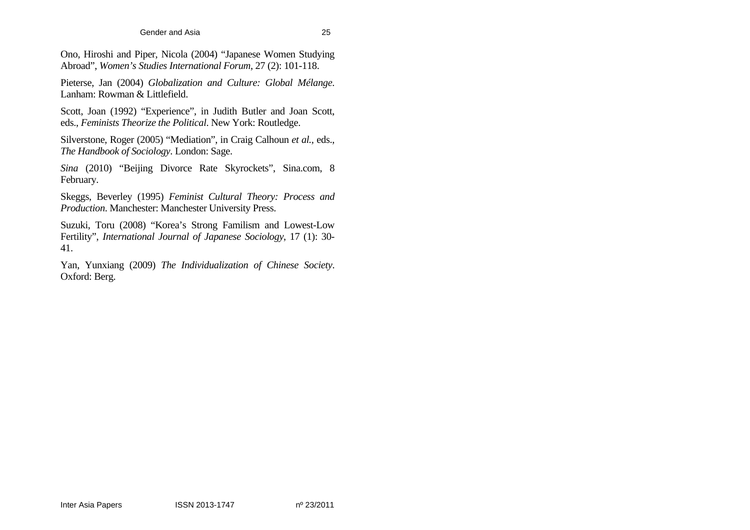Ono, Hiroshi and Piper, Nicola (2004) "Japanese Women Studying Abroad", *Women's Studies International Forum*, 27 (2): 101-118.

Pieterse, Jan (2004) *Globalization and Culture: Global Mélange*. Lanham: Rowman & Littlefield.

Scott, Joan (1992) "Experience", in Judith Butler and Joan Scott, eds., *Feminists Theorize the Political*. New York: Routledge.

Silverstone, Roger (2005) "Mediation", in Craig Calhoun *et al.*, eds., *The Handbook of Sociology*. London: Sage.

*Sina* (2010) "Beijing Divorce Rate Skyrockets", Sina.com, 8 February.

Skeggs, Beverley (1995) *Feminist Cultural Theory: Process and Production*. Manchester: Manchester University Press.

Suzuki, Toru (2008) "Korea's Strong Familism and Lowest-Low Fertility", *International Journal of Japanese Sociology*, 17 (1): 30-41.

Yan, Yunxiang (2009) *The Individualization of Chinese Society*. Oxford: Berg.